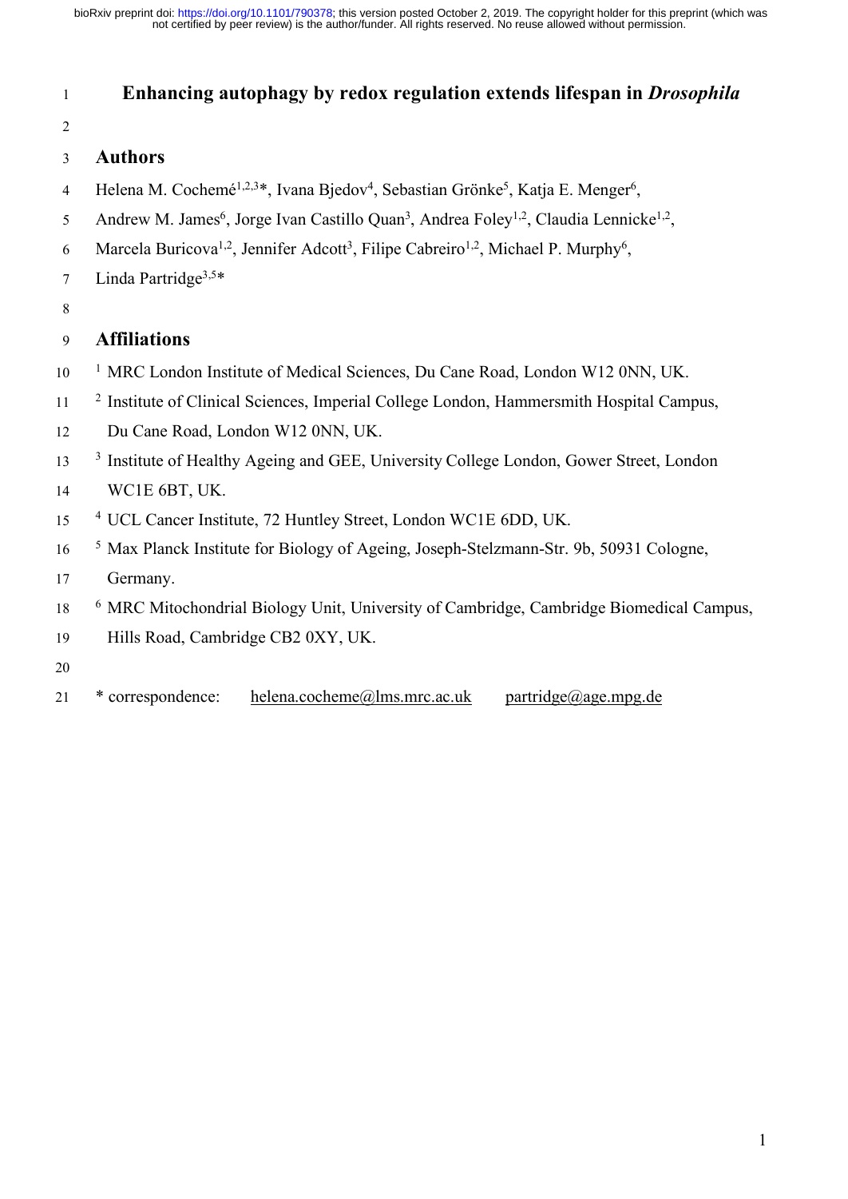# Enhancing autophagy by redox regulation extends lifespan in *Drosophila*

## Authors

Helena M. Cochemé[1,2,3]*, Ivana Bjedov[4], Sebastian Grönke[5], Katja E. Menger[6], Andrew M. James[6], Jorge Ivan Castillo Quan[3], Andrea Foley[1,2], Claudia Lennicke[1,2], Marcela Buricova[1,2], Jennifer Adcott[3], Filipe Cabreiro[1,2], Michael P. Murphy[6], Linda Partridge[3,5]*

## Affiliations

[1] MRC London Institute of Medical Sciences, Du Cane Road, London W12 0NN, UK.

[2] Institute of Clinical Sciences, Imperial College London, Hammersmith Hospital Campus, Du Cane Road, London W12 0NN, UK.

[3] Institute of Healthy Ageing and GEE, University College London, Gower Street, London WC1E 6BT, UK.

[4] UCL Cancer Institute, 72 Huntley Street, London WC1E 6DD, UK.

[5] Max Planck Institute for Biology of Ageing, Joseph-Stelzmann-Str. 9b, 50931 Cologne, Germany.

[6] MRC Mitochondrial Biology Unit, University of Cambridge, Cambridge Biomedical Campus, Hills Road, Cambridge CB2 0XY, UK.

* correspondence: helena.cocheme@lms.mrc.ac.uk partridge@age.mpg.de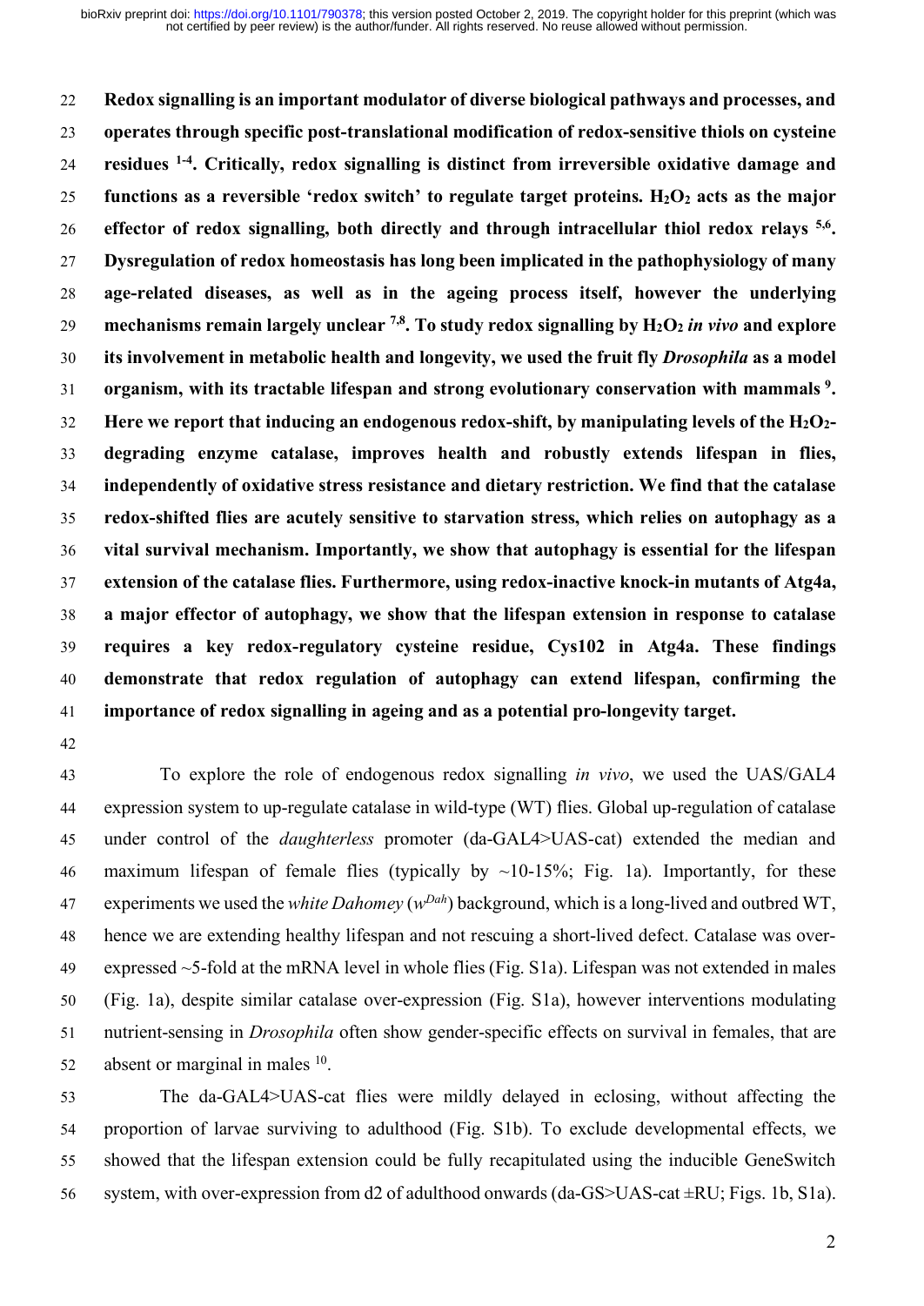**Redox signalling is an important modulator of diverse biological pathways and processes, and operates through specific post-translational modification of redox-sensitive thiols on cysteine residues [1-4]. Critically, redox signalling is distinct from irreversible oxidative damage and functions as a reversible 'redox switch' to regulate target proteins. $H_2O_2$ acts as the major effector of redox signalling, both directly and through intracellular thiol redox relays [5,6]. Dysregulation of redox homeostasis has long been implicated in the pathophysiology of many age-related diseases, as well as in the ageing process itself, however the underlying mechanisms remain largely unclear [7,8]. To study redox signalling by $H_2O_2$ *in vivo* and explore its involvement in metabolic health and longevity, we used the fruit fly *Drosophila* as a model organism, with its tractable lifespan and strong evolutionary conservation with mammals [9]. Here we report that inducing an endogenous redox-shift, by manipulating levels of the $H_2O_2$-degrading enzyme catalase, improves health and robustly extends lifespan in flies, independently of oxidative stress resistance and dietary restriction. We find that the catalase redox-shifted flies are acutely sensitive to starvation stress, which relies on autophagy as a vital survival mechanism. Importantly, we show that autophagy is essential for the lifespan extension of the catalase flies. Furthermore, using redox-inactive knock-in mutants of Atg4a, a major effector of autophagy, we show that the lifespan extension in response to catalase requires a key redox-regulatory cysteine residue, Cys102 in Atg4a. These findings demonstrate that redox regulation of autophagy can extend lifespan, confirming the importance of redox signalling in ageing and as a potential pro-longevity target.**

To explore the role of endogenous redox signalling *in vivo*, we used the UAS/GAL4 expression system to up-regulate catalase in wild-type (WT) flies. Global up-regulation of catalase under control of the *daughterless* promoter (da-GAL4>UAS-cat) extended the median and maximum lifespan of female flies (typically by ~10-15%; Fig. 1a). Importantly, for these experiments we used the *white Dahomey* ($w^{Dah}$) background, which is a long-lived and outbred WT, hence we are extending healthy lifespan and not rescuing a short-lived defect. Catalase was over-expressed ~5-fold at the mRNA level in whole flies (Fig. S1a). Lifespan was not extended in males (Fig. 1a), despite similar catalase over-expression (Fig. S1a), however interventions modulating nutrient-sensing in *Drosophila* often show gender-specific effects on survival in females, that are absent or marginal in males [10].

The da-GAL4>UAS-cat flies were mildly delayed in eclosing, without affecting the proportion of larvae surviving to adulthood (Fig. S1b). To exclude developmental effects, we showed that the lifespan extension could be fully recapitulated using the inducible GeneSwitch system, with over-expression from d2 of adulthood onwards (da-GS>UAS-cat ±RU; Figs. 1b, S1a).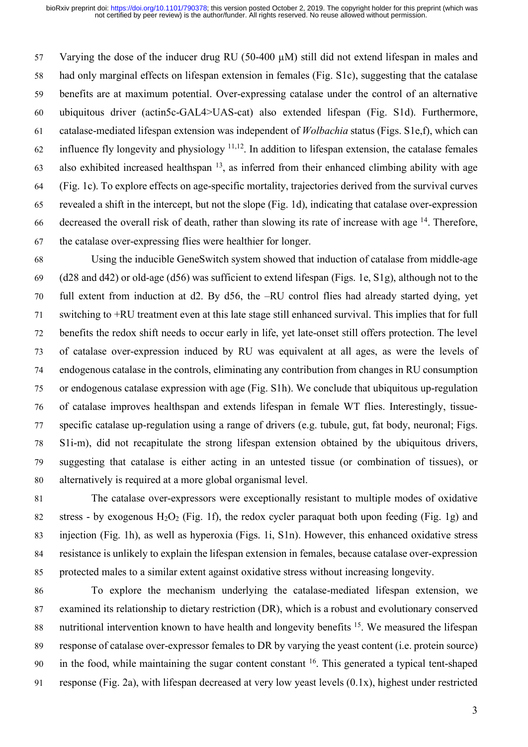Varying the dose of the inducer drug RU (50-400 µM) still did not extend lifespan in males and had only marginal effects on lifespan extension in females (Fig. S1c), suggesting that the catalase benefits are at maximum potential. Over-expressing catalase under the control of an alternative ubiquitous driver (actin5c-GAL4>UAS-cat) also extended lifespan (Fig. S1d). Furthermore, catalase-mediated lifespan extension was independent of *Wolbachia* status (Figs. S1e,f), which can influence fly longevity and physiology [11,12]. In addition to lifespan extension, the catalase females also exhibited increased healthspan [13], as inferred from their enhanced climbing ability with age (Fig. 1c). To explore effects on age-specific mortality, trajectories derived from the survival curves revealed a shift in the intercept, but not the slope (Fig. 1d), indicating that catalase over-expression decreased the overall risk of death, rather than slowing its rate of increase with age [14]. Therefore, the catalase over-expressing flies were healthier for longer.

Using the inducible GeneSwitch system showed that induction of catalase from middle-age (d28 and d42) or old-age (d56) was sufficient to extend lifespan (Figs. 1e, S1g), although not to the full extent from induction at d2. By d56, the –RU control flies had already started dying, yet switching to +RU treatment even at this late stage still enhanced survival. This implies that for full benefits the redox shift needs to occur early in life, yet late-onset still offers protection. The level of catalase over-expression induced by RU was equivalent at all ages, as were the levels of endogenous catalase in the controls, eliminating any contribution from changes in RU consumption or endogenous catalase expression with age (Fig. S1h). We conclude that ubiquitous up-regulation of catalase improves healthspan and extends lifespan in female WT flies. Interestingly, tissue-specific catalase up-regulation using a range of drivers (e.g. tubule, gut, fat body, neuronal; Figs. S1i-m), did not recapitulate the strong lifespan extension obtained by the ubiquitous drivers, suggesting that catalase is either acting in an untested tissue (or combination of tissues), or alternatively is required at a more global organismal level.

The catalase over-expressors were exceptionally resistant to multiple modes of oxidative stress - by exogenous $H_2O_2$ (Fig. 1f), the redox cycler paraquat both upon feeding (Fig. 1g) and injection (Fig. 1h), as well as hyperoxia (Figs. 1i, S1n). However, this enhanced oxidative stress resistance is unlikely to explain the lifespan extension in females, because catalase over-expression protected males to a similar extent against oxidative stress without increasing longevity.

To explore the mechanism underlying the catalase-mediated lifespan extension, we examined its relationship to dietary restriction (DR), which is a robust and evolutionary conserved nutritional intervention known to have health and longevity benefits [15]. We measured the lifespan response of catalase over-expressor females to DR by varying the yeast content (i.e. protein source) in the food, while maintaining the sugar content constant [16]. This generated a typical tent-shaped response (Fig. 2a), with lifespan decreased at very low yeast levels (0.1x), highest under restricted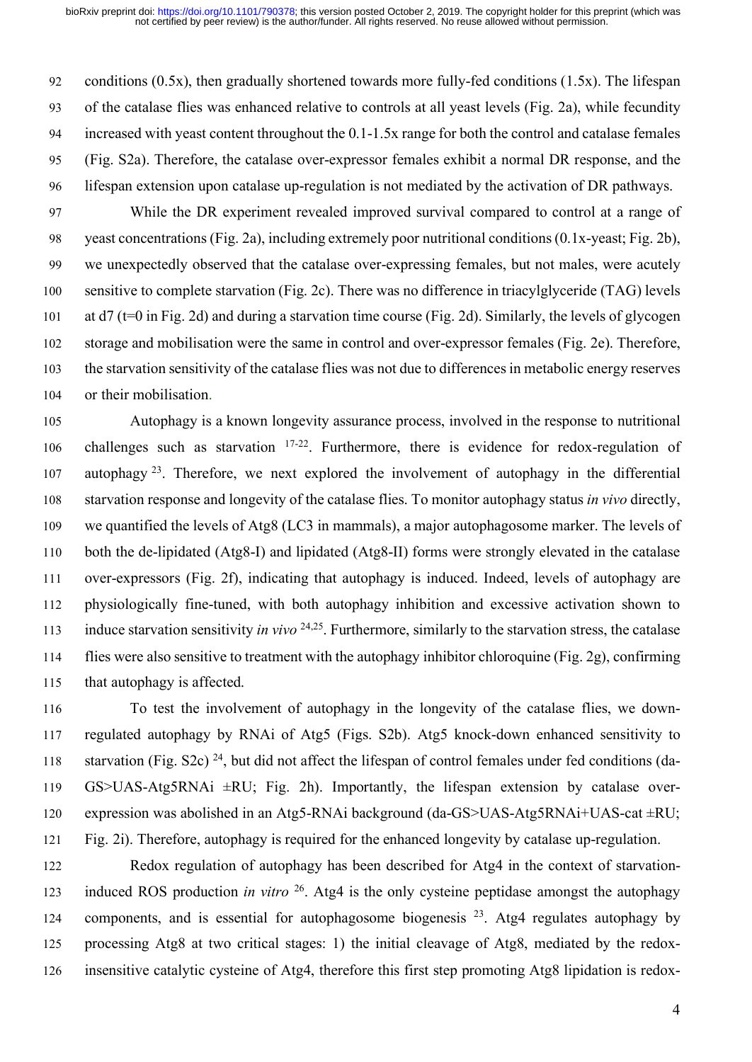conditions (0.5x), then gradually shortened towards more fully-fed conditions (1.5x). The lifespan of the catalase flies was enhanced relative to controls at all yeast levels (Fig. 2a), while fecundity increased with yeast content throughout the 0.1-1.5x range for both the control and catalase females (Fig. S2a). Therefore, the catalase over-expressor females exhibit a normal DR response, and the lifespan extension upon catalase up-regulation is not mediated by the activation of DR pathways.

While the DR experiment revealed improved survival compared to control at a range of yeast concentrations (Fig. 2a), including extremely poor nutritional conditions (0.1x-yeast; Fig. 2b), we unexpectedly observed that the catalase over-expressing females, but not males, were acutely sensitive to complete starvation (Fig. 2c). There was no difference in triacylglyceride (TAG) levels at d7 (t=0 in Fig. 2d) and during a starvation time course (Fig. 2d). Similarly, the levels of glycogen storage and mobilisation were the same in control and over-expressor females (Fig. 2e). Therefore, the starvation sensitivity of the catalase flies was not due to differences in metabolic energy reserves or their mobilisation.

Autophagy is a known longevity assurance process, involved in the response to nutritional challenges such as starvation [17-22]. Furthermore, there is evidence for redox-regulation of autophagy [23]. Therefore, we next explored the involvement of autophagy in the differential starvation response and longevity of the catalase flies. To monitor autophagy status *in vivo* directly, we quantified the levels of Atg8 (LC3 in mammals), a major autophagosome marker. The levels of both the de-lipidated (Atg8-I) and lipidated (Atg8-II) forms were strongly elevated in the catalase over-expressors (Fig. 2f), indicating that autophagy is induced. Indeed, levels of autophagy are physiologically fine-tuned, with both autophagy inhibition and excessive activation shown to induce starvation sensitivity *in vivo* [24,25]. Furthermore, similarly to the starvation stress, the catalase flies were also sensitive to treatment with the autophagy inhibitor chloroquine (Fig. 2g), confirming that autophagy is affected.

To test the involvement of autophagy in the longevity of the catalase flies, we down-regulated autophagy by RNAi of Atg5 (Figs. S2b). Atg5 knock-down enhanced sensitivity to starvation (Fig. S2c) [24], but did not affect the lifespan of control females under fed conditions (da-GS>UAS-Atg5RNAi ±RU; Fig. 2h). Importantly, the lifespan extension by catalase over-expression was abolished in an Atg5-RNAi background (da-GS>UAS-Atg5RNAi+UAS-cat ±RU; Fig. 2i). Therefore, autophagy is required for the enhanced longevity by catalase up-regulation.

Redox regulation of autophagy has been described for Atg4 in the context of starvation-induced ROS production *in vitro* [26]. Atg4 is the only cysteine peptidase amongst the autophagy components, and is essential for autophagosome biogenesis [23]. Atg4 regulates autophagy by processing Atg8 at two critical stages: 1) the initial cleavage of Atg8, mediated by the redox-insensitive catalytic cysteine of Atg4, therefore this first step promoting Atg8 lipidation is redox-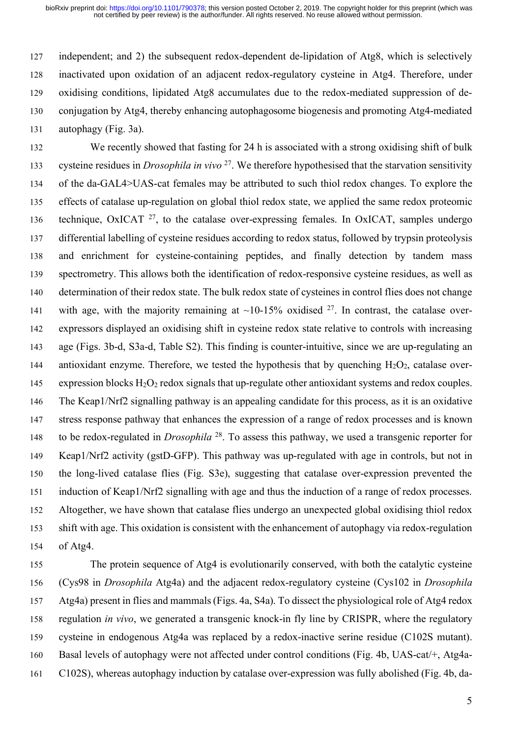independent; and 2) the subsequent redox-dependent de-lipidation of Atg8, which is selectively inactivated upon oxidation of an adjacent redox-regulatory cysteine in Atg4. Therefore, under oxidising conditions, lipidated Atg8 accumulates due to the redox-mediated suppression of de-conjugation by Atg4, thereby enhancing autophagosome biogenesis and promoting Atg4-mediated autophagy (Fig. 3a).

We recently showed that fasting for 24 h is associated with a strong oxidising shift of bulk cysteine residues in *Drosophila in vivo* [27]. We therefore hypothesised that the starvation sensitivity of the da-GAL4>UAS-cat females may be attributed to such thiol redox changes. To explore the effects of catalase up-regulation on global thiol redox state, we applied the same redox proteomic technique, OxICAT [27], to the catalase over-expressing females. In OxICAT, samples undergo differential labelling of cysteine residues according to redox status, followed by trypsin proteolysis and enrichment for cysteine-containing peptides, and finally detection by tandem mass spectrometry. This allows both the identification of redox-responsive cysteine residues, as well as determination of their redox state. The bulk redox state of cysteines in control flies does not change with age, with the majority remaining at ~10-15% oxidised [27]. In contrast, the catalase over-expressors displayed an oxidising shift in cysteine redox state relative to controls with increasing age (Figs. 3b-d, S3a-d, Table S2). This finding is counter-intuitive, since we are up-regulating an antioxidant enzyme. Therefore, we tested the hypothesis that by quenching $H_2O_2$, catalase over-expression blocks $H_2O_2$ redox signals that up-regulate other antioxidant systems and redox couples. The Keap1/Nrf2 signalling pathway is an appealing candidate for this process, as it is an oxidative stress response pathway that enhances the expression of a range of redox processes and is known to be redox-regulated in *Drosophila* [28]. To assess this pathway, we used a transgenic reporter for Keap1/Nrf2 activity (gstD-GFP). This pathway was up-regulated with age in controls, but not in the long-lived catalase flies (Fig. S3e), suggesting that catalase over-expression prevented the induction of Keap1/Nrf2 signalling with age and thus the induction of a range of redox processes. Altogether, we have shown that catalase flies undergo an unexpected global oxidising thiol redox shift with age. This oxidation is consistent with the enhancement of autophagy via redox-regulation of Atg4.

The protein sequence of Atg4 is evolutionarily conserved, with both the catalytic cysteine (Cys98 in *Drosophila* Atg4a) and the adjacent redox-regulatory cysteine (Cys102 in *Drosophila* Atg4a) present in flies and mammals (Figs. 4a, S4a). To dissect the physiological role of Atg4 redox regulation *in vivo*, we generated a transgenic knock-in fly line by CRISPR, where the regulatory cysteine in endogenous Atg4a was replaced by a redox-inactive serine residue (C102S mutant). Basal levels of autophagy were not affected under control conditions (Fig. 4b, UAS-cat/+, Atg4a-C102S), whereas autophagy induction by catalase over-expression was fully abolished (Fig. 4b, da-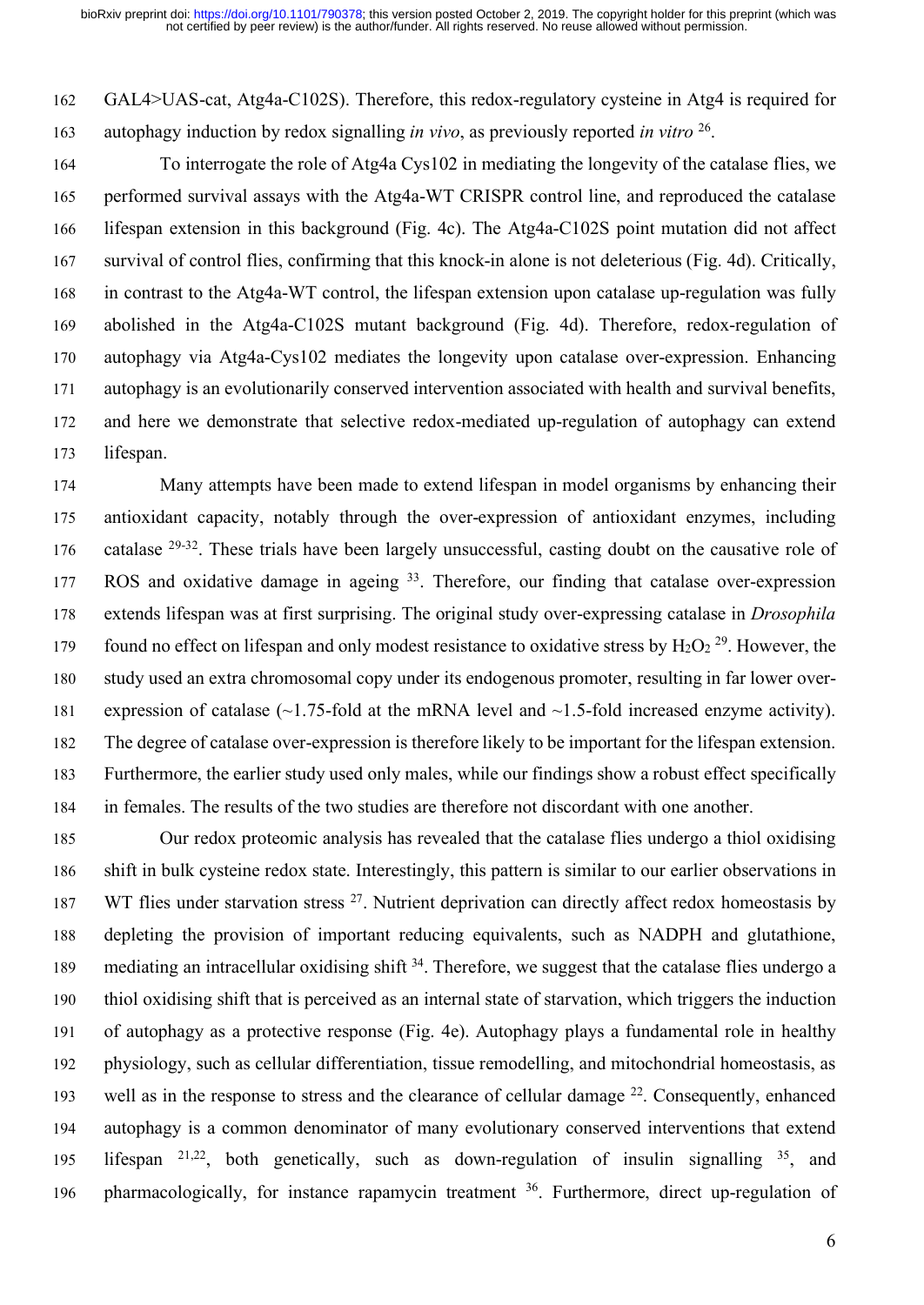GAL4>UAS-cat, Atg4a-C102S). Therefore, this redox-regulatory cysteine in Atg4 is required for autophagy induction by redox signalling *in vivo*, as previously reported *in vitro* [26].

To interrogate the role of Atg4a Cys102 in mediating the longevity of the catalase flies, we performed survival assays with the Atg4a-WT CRISPR control line, and reproduced the catalase lifespan extension in this background (Fig. 4c). The Atg4a-C102S point mutation did not affect survival of control flies, confirming that this knock-in alone is not deleterious (Fig. 4d). Critically, in contrast to the Atg4a-WT control, the lifespan extension upon catalase up-regulation was fully abolished in the Atg4a-C102S mutant background (Fig. 4d). Therefore, redox-regulation of autophagy via Atg4a-Cys102 mediates the longevity upon catalase over-expression. Enhancing autophagy is an evolutionarily conserved intervention associated with health and survival benefits, and here we demonstrate that selective redox-mediated up-regulation of autophagy can extend lifespan.

Many attempts have been made to extend lifespan in model organisms by enhancing their antioxidant capacity, notably through the over-expression of antioxidant enzymes, including catalase [29-32]. These trials have been largely unsuccessful, casting doubt on the causative role of ROS and oxidative damage in ageing [33]. Therefore, our finding that catalase over-expression extends lifespan was at first surprising. The original study over-expressing catalase in *Drosophila* found no effect on lifespan and only modest resistance to oxidative stress by $H_2O_2$ [29]. However, the study used an extra chromosomal copy under its endogenous promoter, resulting in far lower over-expression of catalase (~1.75-fold at the mRNA level and ~1.5-fold increased enzyme activity). The degree of catalase over-expression is therefore likely to be important for the lifespan extension. Furthermore, the earlier study used only males, while our findings show a robust effect specifically in females. The results of the two studies are therefore not discordant with one another.

Our redox proteomic analysis has revealed that the catalase flies undergo a thiol oxidising shift in bulk cysteine redox state. Interestingly, this pattern is similar to our earlier observations in WT flies under starvation stress [27]. Nutrient deprivation can directly affect redox homeostasis by depleting the provision of important reducing equivalents, such as NADPH and glutathione, mediating an intracellular oxidising shift [34]. Therefore, we suggest that the catalase flies undergo a thiol oxidising shift that is perceived as an internal state of starvation, which triggers the induction of autophagy as a protective response (Fig. 4e). Autophagy plays a fundamental role in healthy physiology, such as cellular differentiation, tissue remodelling, and mitochondrial homeostasis, as well as in the response to stress and the clearance of cellular damage [22]. Consequently, enhanced autophagy is a common denominator of many evolutionary conserved interventions that extend lifespan [21,22], both genetically, such as down-regulation of insulin signalling [35], and pharmacologically, for instance rapamycin treatment [36]. Furthermore, direct up-regulation of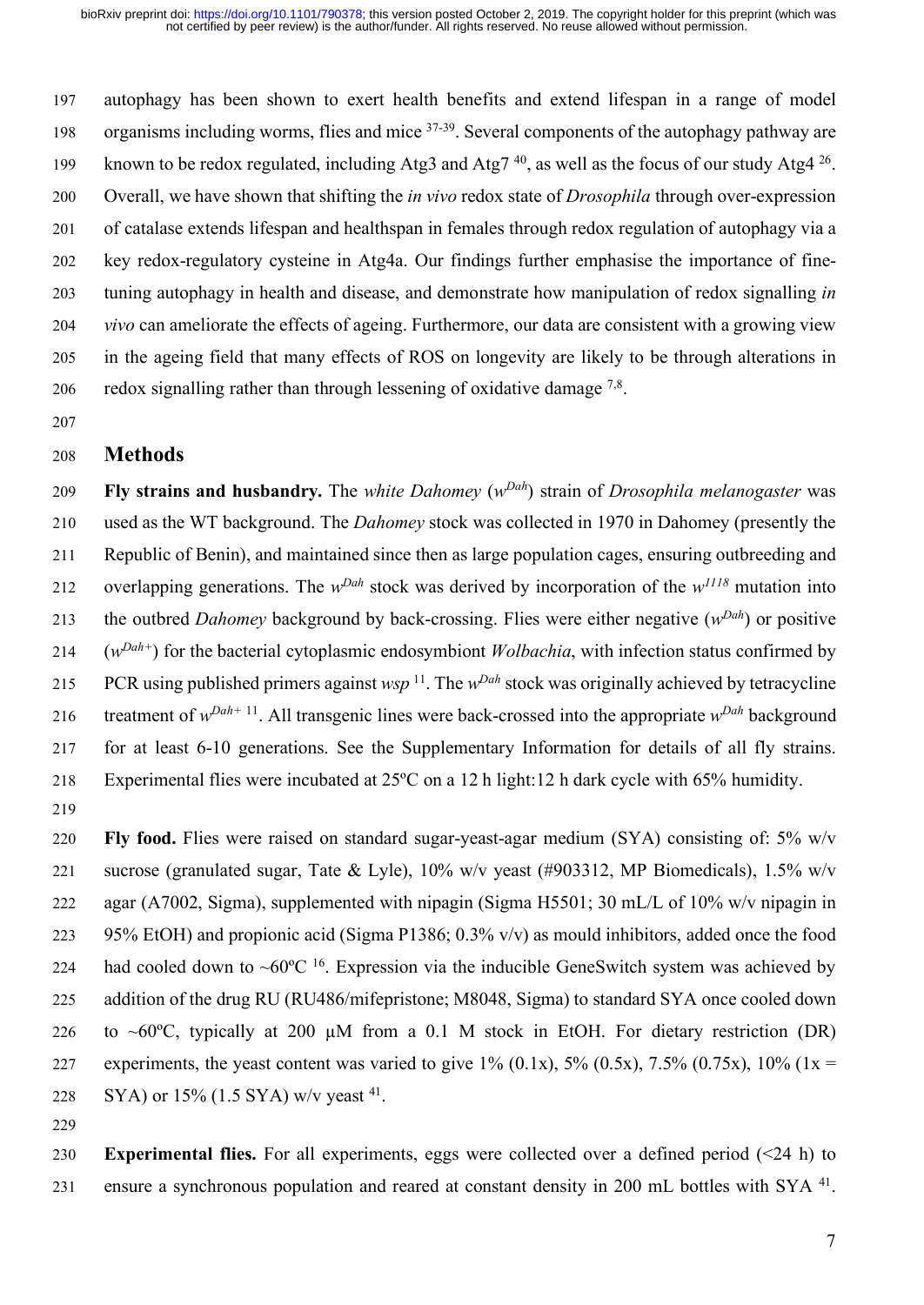autophagy has been shown to exert health benefits and extend lifespan in a range of model organisms including worms, flies and mice [37-39]. Several components of the autophagy pathway are known to be redox regulated, including Atg3 and Atg7 [40], as well as the focus of our study Atg4 [26]. Overall, we have shown that shifting the *in vivo* redox state of *Drosophila* through over-expression of catalase extends lifespan and healthspan in females through redox regulation of autophagy via a key redox-regulatory cysteine in Atg4a. Our findings further emphasise the importance of fine-tuning autophagy in health and disease, and demonstrate how manipulation of redox signalling *in vivo* can ameliorate the effects of ageing. Furthermore, our data are consistent with a growing view in the ageing field that many effects of ROS on longevity are likely to be through alterations in redox signalling rather than through lessening of oxidative damage [7,8].

## Methods

**Fly strains and husbandry.** The *white Dahomey* ($w^{Dah}$) strain of *Drosophila melanogaster* was used as the WT background. The *Dahomey* stock was collected in 1970 in Dahomey (presently the Republic of Benin), and maintained since then as large population cages, ensuring outbreeding and overlapping generations. The $w^{Dah}$ stock was derived by incorporation of the $w^{1118}$ mutation into the outbred *Dahomey* background by back-crossing. Flies were either negative ($w^{Dah}$) or positive ($w^{Dah+}$) for the bacterial cytoplasmic endosymbiont *Wolbachia*, with infection status confirmed by PCR using published primers against *wsp* [11]. The $w^{Dah}$ stock was originally achieved by tetracycline treatment of $w^{Dah+}$ [11]. All transgenic lines were back-crossed into the appropriate $w^{Dah}$ background for at least 6-10 generations. See the Supplementary Information for details of all fly strains. Experimental flies were incubated at 25ºC on a 12 h light:12 h dark cycle with 65% humidity.

**Fly food.** Flies were raised on standard sugar-yeast-agar medium (SYA) consisting of: 5% w/v sucrose (granulated sugar, Tate & Lyle), 10% w/v yeast (#903312, MP Biomedicals), 1.5% w/v agar (A7002, Sigma), supplemented with nipagin (Sigma H5501; 30 mL/L of 10% w/v nipagin in 95% EtOH) and propionic acid (Sigma P1386; 0.3% v/v) as mould inhibitors, added once the food had cooled down to ~60ºC [16]. Expression via the inducible GeneSwitch system was achieved by addition of the drug RU (RU486/mifepristone; M8048, Sigma) to standard SYA once cooled down to ~60ºC, typically at 200 µM from a 0.1 M stock in EtOH. For dietary restriction (DR) experiments, the yeast content was varied to give 1% (0.1x), 5% (0.5x), 7.5% (0.75x), 10% (1x = SYA) or 15% (1.5 SYA) w/v yeast [41].

**Experimental flies.** For all experiments, eggs were collected over a defined period (<24 h) to ensure a synchronous population and reared at constant density in 200 mL bottles with SYA [41].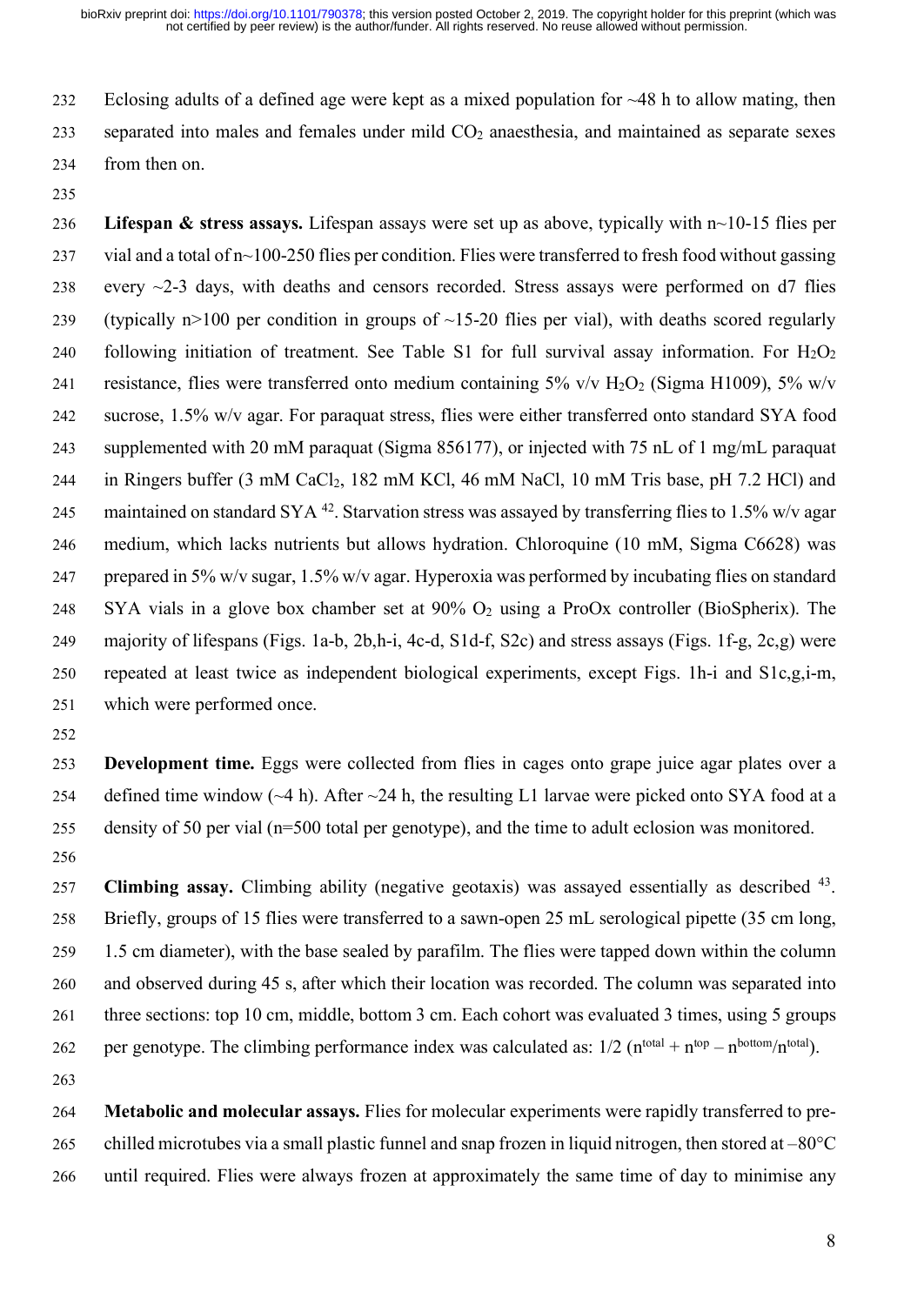Eclosing adults of a defined age were kept as a mixed population for ~48 h to allow mating, then separated into males and females under mild $CO_2$ anaesthesia, and maintained as separate sexes from then on.

**Lifespan & stress assays.** Lifespan assays were set up as above, typically with n~10-15 flies per vial and a total of n~100-250 flies per condition. Flies were transferred to fresh food without gassing every ~2-3 days, with deaths and censors recorded. Stress assays were performed on d7 flies (typically n>100 per condition in groups of ~15-20 flies per vial), with deaths scored regularly following initiation of treatment. See Table S1 for full survival assay information. For $H_2O_2$ resistance, flies were transferred onto medium containing 5% v/v $H_2O_2$ (Sigma H1009), 5% w/v sucrose, 1.5% w/v agar. For paraquat stress, flies were either transferred onto standard SYA food supplemented with 20 mM paraquat (Sigma 856177), or injected with 75 nL of 1 mg/mL paraquat in Ringers buffer (3 mM $CaCl_2$, 182 mM KCl, 46 mM NaCl, 10 mM Tris base, pH 7.2 HCl) and maintained on standard SYA [42]. Starvation stress was assayed by transferring flies to 1.5% w/v agar medium, which lacks nutrients but allows hydration. Chloroquine (10 mM, Sigma C6628) was prepared in 5% w/v sugar, 1.5% w/v agar. Hyperoxia was performed by incubating flies on standard SYA vials in a glove box chamber set at 90% $O_2$ using a ProOx controller (BioSpherix). The majority of lifespans (Figs. 1a-b, 2b,h-i, 4c-d, S1d-f, S2c) and stress assays (Figs. 1f-g, 2c,g) were repeated at least twice as independent biological experiments, except Figs. 1h-i and S1c,g,i-m, which were performed once.

**Development time.** Eggs were collected from flies in cages onto grape juice agar plates over a defined time window (~4 h). After ~24 h, the resulting L1 larvae were picked onto SYA food at a density of 50 per vial (n=500 total per genotype), and the time to adult eclosion was monitored.

**Climbing assay.** Climbing ability (negative geotaxis) was assayed essentially as described [43]. Briefly, groups of 15 flies were transferred to a sawn-open 25 mL serological pipette (35 cm long, 1.5 cm diameter), with the base sealed by parafilm. The flies were tapped down within the column and observed during 45 s, after which their location was recorded. The column was separated into three sections: top 10 cm, middle, bottom 3 cm. Each cohort was evaluated 3 times, using 5 groups per genotype. The climbing performance index was calculated as: $1/2\ (n^{total} + n^{top} - n^{bottom}/n^{total})$.

**Metabolic and molecular assays.** Flies for molecular experiments were rapidly transferred to pre-chilled microtubes via a small plastic funnel and snap frozen in liquid nitrogen, then stored at –80°C until required. Flies were always frozen at approximately the same time of day to minimise any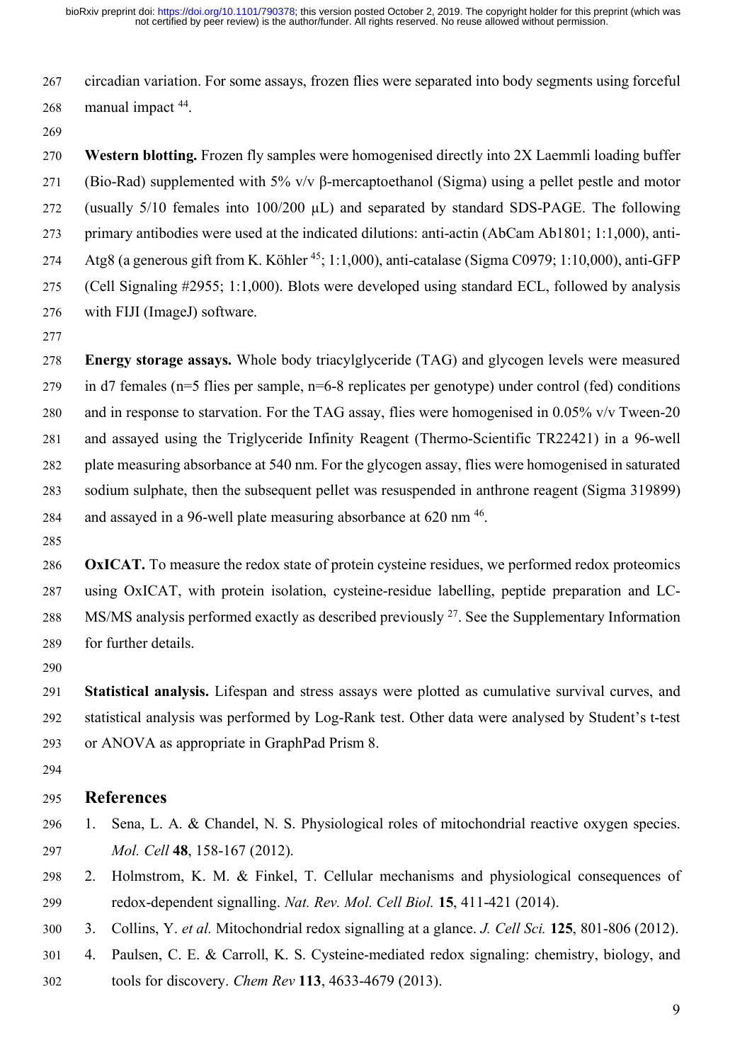circadian variation. For some assays, frozen flies were separated into body segments using forceful manual impact [44].

**Western blotting.** Frozen fly samples were homogenised directly into 2X Laemmli loading buffer (Bio-Rad) supplemented with 5% v/v β-mercaptoethanol (Sigma) using a pellet pestle and motor (usually 5/10 females into 100/200 μL) and separated by standard SDS-PAGE. The following primary antibodies were used at the indicated dilutions: anti-actin (AbCam Ab1801; 1:1,000), anti-Atg8 (a generous gift from K. Köhler [45]; 1:1,000), anti-catalase (Sigma C0979; 1:10,000), anti-GFP (Cell Signaling #2955; 1:1,000). Blots were developed using standard ECL, followed by analysis with FIJI (ImageJ) software.

**Energy storage assays.** Whole body triacylglyceride (TAG) and glycogen levels were measured in d7 females (n=5 flies per sample, n=6-8 replicates per genotype) under control (fed) conditions and in response to starvation. For the TAG assay, flies were homogenised in 0.05% v/v Tween-20 and assayed using the Triglyceride Infinity Reagent (Thermo-Scientific TR22421) in a 96-well plate measuring absorbance at 540 nm. For the glycogen assay, flies were homogenised in saturated sodium sulphate, then the subsequent pellet was resuspended in anthrone reagent (Sigma 319899) and assayed in a 96-well plate measuring absorbance at 620 nm [46].

**OxICAT.** To measure the redox state of protein cysteine residues, we performed redox proteomics using OxICAT, with protein isolation, cysteine-residue labelling, peptide preparation and LC-MS/MS analysis performed exactly as described previously [27]. See the Supplementary Information for further details.

**Statistical analysis.** Lifespan and stress assays were plotted as cumulative survival curves, and statistical analysis was performed by Log-Rank test. Other data were analysed by Student's t-test or ANOVA as appropriate in GraphPad Prism 8.

## References

1. Sena, L. A. & Chandel, N. S. Physiological roles of mitochondrial reactive oxygen species. *Mol. Cell* **48**, 158-167 (2012).
2. Holmstrom, K. M. & Finkel, T. Cellular mechanisms and physiological consequences of redox-dependent signalling. *Nat. Rev. Mol. Cell Biol.* **15**, 411-421 (2014).
3. Collins, Y. *et al.* Mitochondrial redox signalling at a glance. *J. Cell Sci.* **125**, 801-806 (2012).
4. Paulsen, C. E. & Carroll, K. S. Cysteine-mediated redox signaling: chemistry, biology, and tools for discovery. *Chem Rev* **113**, 4633-4679 (2013).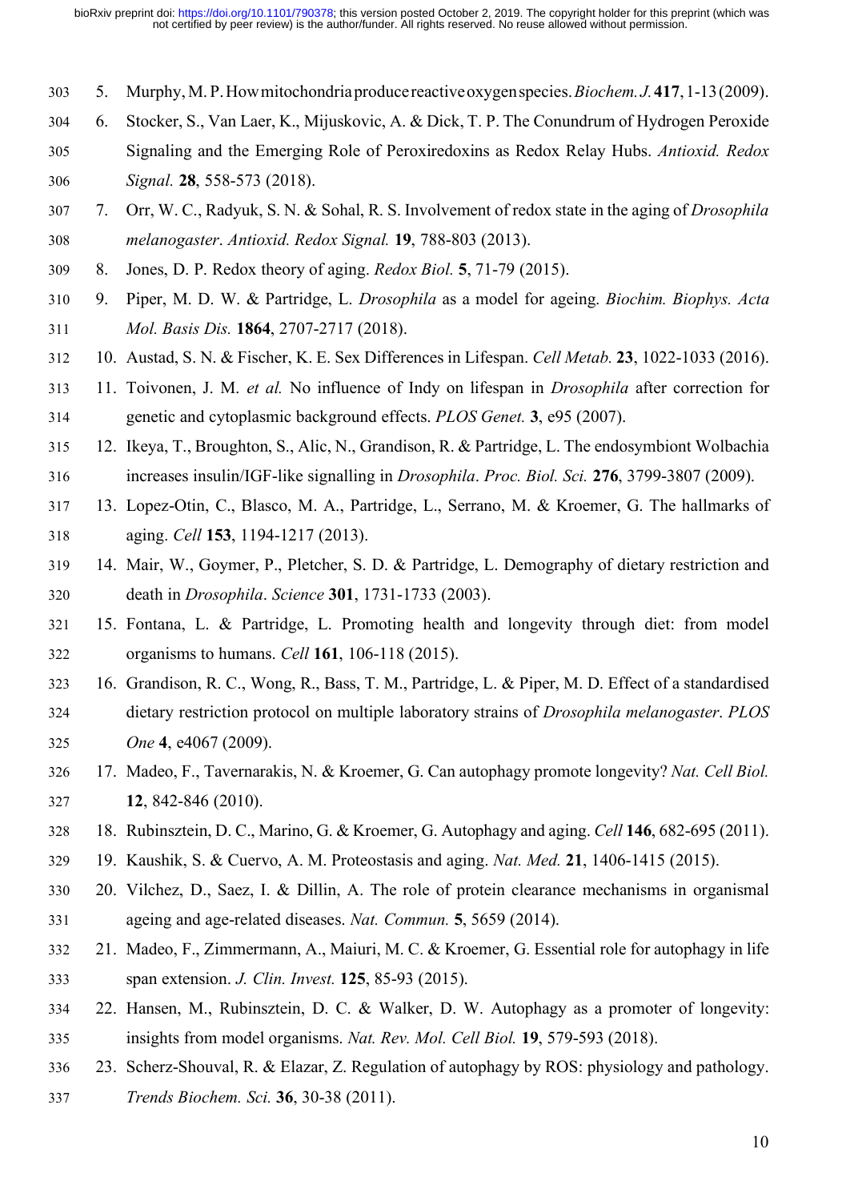5. Murphy, M. P. How mitochondria produce reactive oxygen species. *Biochem. J.* **417**, 1-13 (2009).
6. Stocker, S., Van Laer, K., Mijuskovic, A. & Dick, T. P. The Conundrum of Hydrogen Peroxide Signaling and the Emerging Role of Peroxiredoxins as Redox Relay Hubs. *Antioxid. Redox Signal.* **28**, 558-573 (2018).
7. Orr, W. C., Radyuk, S. N. & Sohal, R. S. Involvement of redox state in the aging of *Drosophila melanogaster*. *Antioxid. Redox Signal.* **19**, 788-803 (2013).
8. Jones, D. P. Redox theory of aging. *Redox Biol.* **5**, 71-79 (2015).
9. Piper, M. D. W. & Partridge, L. *Drosophila* as a model for ageing. *Biochim. Biophys. Acta Mol. Basis Dis.* **1864**, 2707-2717 (2018).
10. Austad, S. N. & Fischer, K. E. Sex Differences in Lifespan. *Cell Metab.* **23**, 1022-1033 (2016).
11. Toivonen, J. M. *et al.* No influence of Indy on lifespan in *Drosophila* after correction for genetic and cytoplasmic background effects. *PLOS Genet.* **3**, e95 (2007).
12. Ikeya, T., Broughton, S., Alic, N., Grandison, R. & Partridge, L. The endosymbiont Wolbachia increases insulin/IGF-like signalling in *Drosophila*. *Proc. Biol. Sci.* **276**, 3799-3807 (2009).
13. Lopez-Otin, C., Blasco, M. A., Partridge, L., Serrano, M. & Kroemer, G. The hallmarks of aging. *Cell* **153**, 1194-1217 (2013).
14. Mair, W., Goymer, P., Pletcher, S. D. & Partridge, L. Demography of dietary restriction and death in *Drosophila*. *Science* **301**, 1731-1733 (2003).
15. Fontana, L. & Partridge, L. Promoting health and longevity through diet: from model organisms to humans. *Cell* **161**, 106-118 (2015).
16. Grandison, R. C., Wong, R., Bass, T. M., Partridge, L. & Piper, M. D. Effect of a standardised dietary restriction protocol on multiple laboratory strains of *Drosophila melanogaster*. *PLOS One* **4**, e4067 (2009).
17. Madeo, F., Tavernarakis, N. & Kroemer, G. Can autophagy promote longevity? *Nat. Cell Biol.* **12**, 842-846 (2010).
18. Rubinsztein, D. C., Marino, G. & Kroemer, G. Autophagy and aging. *Cell* **146**, 682-695 (2011).
19. Kaushik, S. & Cuervo, A. M. Proteostasis and aging. *Nat. Med.* **21**, 1406-1415 (2015).
20. Vilchez, D., Saez, I. & Dillin, A. The role of protein clearance mechanisms in organismal ageing and age-related diseases. *Nat. Commun.* **5**, 5659 (2014).
21. Madeo, F., Zimmermann, A., Maiuri, M. C. & Kroemer, G. Essential role for autophagy in life span extension. *J. Clin. Invest.* **125**, 85-93 (2015).
22. Hansen, M., Rubinsztein, D. C. & Walker, D. W. Autophagy as a promoter of longevity: insights from model organisms. *Nat. Rev. Mol. Cell Biol.* **19**, 579-593 (2018).
23. Scherz-Shouval, R. & Elazar, Z. Regulation of autophagy by ROS: physiology and pathology. *Trends Biochem. Sci.* **36**, 30-38 (2011).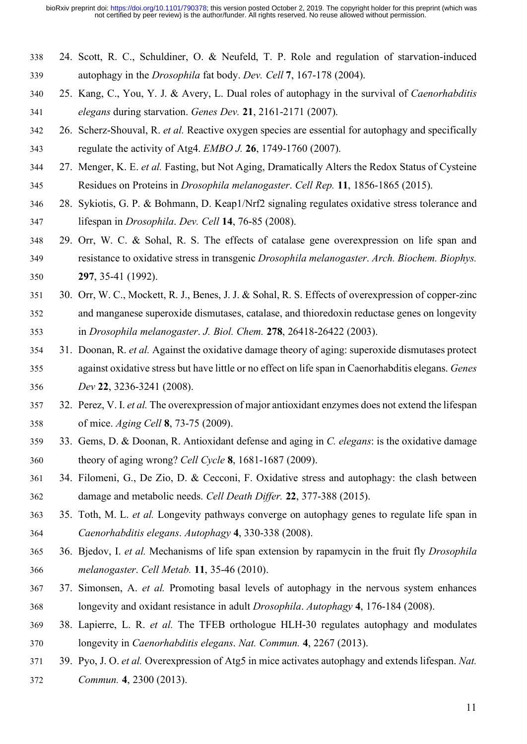24. Scott, R. C., Schuldiner, O. & Neufeld, T. P. Role and regulation of starvation-induced autophagy in the *Drosophila* fat body. *Dev. Cell* **7**, 167-178 (2004).
25. Kang, C., You, Y. J. & Avery, L. Dual roles of autophagy in the survival of *Caenorhabditis elegans* during starvation. *Genes Dev.* **21**, 2161-2171 (2007).
26. Scherz-Shouval, R. *et al.* Reactive oxygen species are essential for autophagy and specifically regulate the activity of Atg4. *EMBO J.* **26**, 1749-1760 (2007).
27. Menger, K. E. *et al.* Fasting, but Not Aging, Dramatically Alters the Redox Status of Cysteine Residues on Proteins in *Drosophila melanogaster*. *Cell Rep.* **11**, 1856-1865 (2015).
28. Sykiotis, G. P. & Bohmann, D. Keap1/Nrf2 signaling regulates oxidative stress tolerance and lifespan in *Drosophila*. *Dev. Cell* **14**, 76-85 (2008).
29. Orr, W. C. & Sohal, R. S. The effects of catalase gene overexpression on life span and resistance to oxidative stress in transgenic *Drosophila melanogaster*. *Arch. Biochem. Biophys.* **297**, 35-41 (1992).
30. Orr, W. C., Mockett, R. J., Benes, J. J. & Sohal, R. S. Effects of overexpression of copper-zinc and manganese superoxide dismutases, catalase, and thioredoxin reductase genes on longevity in *Drosophila melanogaster*. *J. Biol. Chem.* **278**, 26418-26422 (2003).
31. Doonan, R. *et al.* Against the oxidative damage theory of aging: superoxide dismutases protect against oxidative stress but have little or no effect on life span in Caenorhabditis elegans. *Genes Dev* **22**, 3236-3241 (2008).
32. Perez, V. I. *et al.* The overexpression of major antioxidant enzymes does not extend the lifespan of mice. *Aging Cell* **8**, 73-75 (2009).
33. Gems, D. & Doonan, R. Antioxidant defense and aging in *C. elegans*: is the oxidative damage theory of aging wrong? *Cell Cycle* **8**, 1681-1687 (2009).
34. Filomeni, G., De Zio, D. & Cecconi, F. Oxidative stress and autophagy: the clash between damage and metabolic needs. *Cell Death Differ.* **22**, 377-388 (2015).
35. Toth, M. L. *et al.* Longevity pathways converge on autophagy genes to regulate life span in *Caenorhabditis elegans*. *Autophagy* **4**, 330-338 (2008).
36. Bjedov, I. *et al.* Mechanisms of life span extension by rapamycin in the fruit fly *Drosophila melanogaster*. *Cell Metab.* **11**, 35-46 (2010).
37. Simonsen, A. *et al.* Promoting basal levels of autophagy in the nervous system enhances longevity and oxidant resistance in adult *Drosophila*. *Autophagy* **4**, 176-184 (2008).
38. Lapierre, L. R. *et al.* The TFEB orthologue HLH-30 regulates autophagy and modulates longevity in *Caenorhabditis elegans*. *Nat. Commun.* **4**, 2267 (2013).
39. Pyo, J. O. *et al.* Overexpression of Atg5 in mice activates autophagy and extends lifespan. *Nat. Commun.* **4**, 2300 (2013).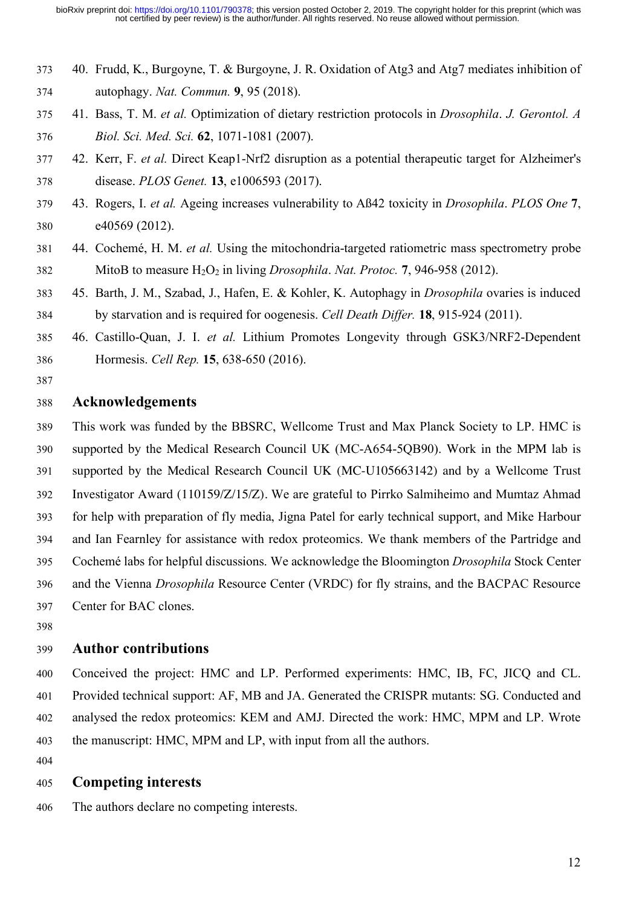40. Frudd, K., Burgoyne, T. & Burgoyne, J. R. Oxidation of Atg3 and Atg7 mediates inhibition of autophagy. *Nat. Commun.* **9**, 95 (2018).
41. Bass, T. M. *et al.* Optimization of dietary restriction protocols in *Drosophila*. *J. Gerontol. A Biol. Sci. Med. Sci.* **62**, 1071-1081 (2007).
42. Kerr, F. *et al.* Direct Keap1-Nrf2 disruption as a potential therapeutic target for Alzheimer's disease. *PLOS Genet.* **13**, e1006593 (2017).
43. Rogers, I. *et al.* Ageing increases vulnerability to Aß42 toxicity in *Drosophila*. *PLOS One* **7**, e40569 (2012).
44. Cochemé, H. M. *et al.* Using the mitochondria-targeted ratiometric mass spectrometry probe MitoB to measure $H_2O_2$ in living *Drosophila*. *Nat. Protoc.* **7**, 946-958 (2012).
45. Barth, J. M., Szabad, J., Hafen, E. & Kohler, K. Autophagy in *Drosophila* ovaries is induced by starvation and is required for oogenesis. *Cell Death Differ.* **18**, 915-924 (2011).
46. Castillo-Quan, J. I. *et al.* Lithium Promotes Longevity through GSK3/NRF2-Dependent Hormesis. *Cell Rep.* **15**, 638-650 (2016).

## Acknowledgements

This work was funded by the BBSRC, Wellcome Trust and Max Planck Society to LP. HMC is supported by the Medical Research Council UK (MC-A654-5QB90). Work in the MPM lab is supported by the Medical Research Council UK (MC-U105663142) and by a Wellcome Trust Investigator Award (110159/Z/15/Z). We are grateful to Pirrko Salmiheimo and Mumtaz Ahmad for help with preparation of fly media, Jigna Patel for early technical support, and Mike Harbour and Ian Fearnley for assistance with redox proteomics. We thank members of the Partridge and Cochemé labs for helpful discussions. We acknowledge the Bloomington *Drosophila* Stock Center and the Vienna *Drosophila* Resource Center (VRDC) for fly strains, and the BACPAC Resource Center for BAC clones.

## Author contributions

Conceived the project: HMC and LP. Performed experiments: HMC, IB, FC, JICQ and CL. Provided technical support: AF, MB and JA. Generated the CRISPR mutants: SG. Conducted and analysed the redox proteomics: KEM and AMJ. Directed the work: HMC, MPM and LP. Wrote the manuscript: HMC, MPM and LP, with input from all the authors.

## Competing interests

The authors declare no competing interests.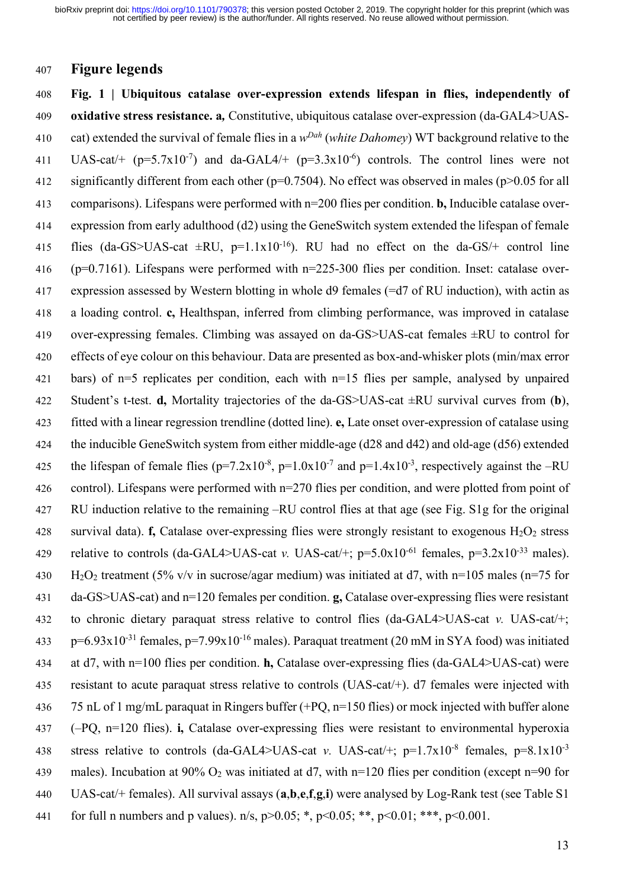## Figure legends

**Fig. 1 | Ubiquitous catalase over-expression extends lifespan in flies, independently of oxidative stress resistance. a,** Constitutive, ubiquitous catalase over-expression (da-GAL4>UAS-cat) extended the survival of female flies in a $w^{Dah}$ (*white Dahomey*) WT background relative to the UAS-cat/+ ($p=5.7x10^{-7}$) and da-GAL4/+ ($p=3.3x10^{-6}$) controls. The control lines were not significantly different from each other ($p=0.7504$). No effect was observed in males ($p>0.05$ for all comparisons). Lifespans were performed with n=200 flies per condition. **b,** Inducible catalase over-expression from early adulthood (d2) using the GeneSwitch system extended the lifespan of female flies (da-GS>UAS-cat ±RU, $p=1.1x10^{-16}$). RU had no effect on the da-GS/+ control line ($p=0.7161$). Lifespans were performed with n=225-300 flies per condition. Inset: catalase over-expression assessed by Western blotting in whole d9 females (=d7 of RU induction), with actin as a loading control. **c,** Healthspan, inferred from climbing performance, was improved in catalase over-expressing females. Climbing was assayed on da-GS>UAS-cat females ±RU to control for effects of eye colour on this behaviour. Data are presented as box-and-whisker plots (min/max error bars) of n=5 replicates per condition, each with n=15 flies per sample, analysed by unpaired Student's t-test. **d,** Mortality trajectories of the da-GS>UAS-cat ±RU survival curves from (**b**), fitted with a linear regression trendline (dotted line). **e,** Late onset over-expression of catalase using the inducible GeneSwitch system from either middle-age (d28 and d42) and old-age (d56) extended the lifespan of female flies ($p=7.2x10^{-8}$, $p=1.0x10^{-7}$ and $p=1.4x10^{-3}$, respectively against the –RU control). Lifespans were performed with n=270 flies per condition, and were plotted from point of RU induction relative to the remaining –RU control flies at that age (see Fig. S1g for the original survival data). **f,** Catalase over-expressing flies were strongly resistant to exogenous $H_2O_2$ stress relative to controls (da-GAL4>UAS-cat *v.* UAS-cat/+; $p=5.0x10^{-61}$ females, $p=3.2x10^{-33}$ males). $H_2O_2$ treatment (5% v/v in sucrose/agar medium) was initiated at d7, with n=105 males (n=75 for da-GS>UAS-cat) and n=120 females per condition. **g,** Catalase over-expressing flies were resistant to chronic dietary paraquat stress relative to control flies (da-GAL4>UAS-cat *v.* UAS-cat/+; $p=6.93x10^{-31}$ females, $p=7.99x10^{-16}$ males). Paraquat treatment (20 mM in SYA food) was initiated at d7, with n=100 flies per condition. **h,** Catalase over-expressing flies (da-GAL4>UAS-cat) were resistant to acute paraquat stress relative to controls (UAS-cat/+). d7 females were injected with 75 nL of 1 mg/mL paraquat in Ringers buffer (+PQ, n=150 flies) or mock injected with buffer alone (–PQ, n=120 flies). **i,** Catalase over-expressing flies were resistant to environmental hyperoxia stress relative to controls (da-GAL4>UAS-cat *v.* UAS-cat/+; $p=1.7x10^{-8}$ females, $p=8.1x10^{-3}$ males). Incubation at 90% $O_2$ was initiated at d7, with n=120 flies per condition (except n=90 for UAS-cat/+ females). All survival assays (**a**,**b**,**e**,**f**,**g**,**i**) were analysed by Log-Rank test (see Table S1 for full n numbers and p values). n/s, $p>0.05$; *, $p<0.05$; **, $p<0.01$; ***, $p<0.001$.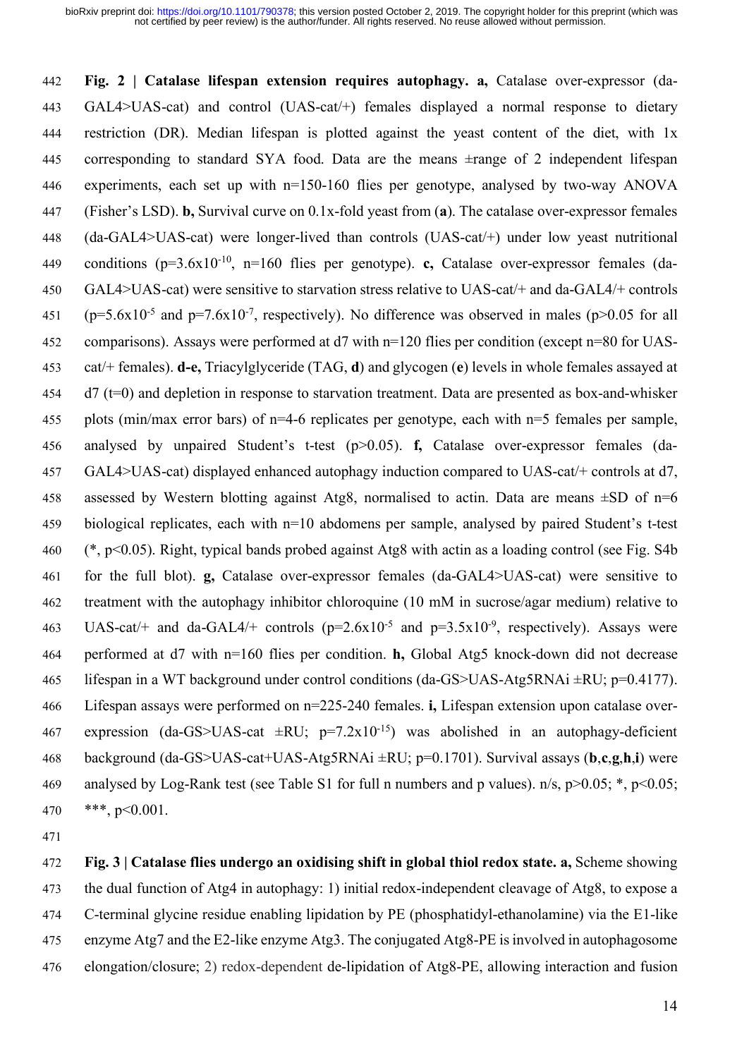**Fig. 2 | Catalase lifespan extension requires autophagy. a,** Catalase over-expressor (da-GAL4>UAS-cat) and control (UAS-cat/+) females displayed a normal response to dietary restriction (DR). Median lifespan is plotted against the yeast content of the diet, with 1x corresponding to standard SYA food. Data are the means ±range of 2 independent lifespan experiments, each set up with n=150-160 flies per genotype, analysed by two-way ANOVA (Fisher's LSD). **b,** Survival curve on 0.1x-fold yeast from (**a**). The catalase over-expressor females (da-GAL4>UAS-cat) were longer-lived than controls (UAS-cat/+) under low yeast nutritional conditions ($p=3.6x10^{-10}$, n=160 flies per genotype). **c,** Catalase over-expressor females (da-GAL4>UAS-cat) were sensitive to starvation stress relative to UAS-cat/+ and da-GAL4/+ controls ($p=5.6x10^{-5}$ and $p=7.6x10^{-7}$, respectively). No difference was observed in males (p>0.05 for all comparisons). Assays were performed at d7 with n=120 flies per condition (except n=80 for UAS-cat/+ females). **d-e,** Triacylglyceride (TAG, **d**) and glycogen (**e**) levels in whole females assayed at d7 (t=0) and depletion in response to starvation treatment. Data are presented as box-and-whisker plots (min/max error bars) of n=4-6 replicates per genotype, each with n=5 females per sample, analysed by unpaired Student's t-test (p>0.05). **f,** Catalase over-expressor females (da-GAL4>UAS-cat) displayed enhanced autophagy induction compared to UAS-cat/+ controls at d7, assessed by Western blotting against Atg8, normalised to actin. Data are means ±SD of n=6 biological replicates, each with n=10 abdomens per sample, analysed by paired Student's t-test (*, p<0.05). Right, typical bands probed against Atg8 with actin as a loading control (see Fig. S4b for the full blot). **g,** Catalase over-expressor females (da-GAL4>UAS-cat) were sensitive to treatment with the autophagy inhibitor chloroquine (10 mM in sucrose/agar medium) relative to UAS-cat/+ and da-GAL4/+ controls ($p=2.6x10^{-5}$ and $p=3.5x10^{-9}$, respectively). Assays were performed at d7 with n=160 flies per condition. **h,** Global Atg5 knock-down did not decrease lifespan in a WT background under control conditions (da-GS>UAS-Atg5RNAi ±RU; p=0.4177). Lifespan assays were performed on n=225-240 females. **i,** Lifespan extension upon catalase over-expression (da-GS>UAS-cat ±RU; $p=7.2x10^{-15}$) was abolished in an autophagy-deficient background (da-GS>UAS-cat+UAS-Atg5RNAi ±RU; p=0.1701). Survival assays (**b**,**c**,**g**,**h**,**i**) were analysed by Log-Rank test (see Table S1 for full n numbers and p values). n/s, p>0.05; *, p<0.05; ***, p<0.001.

**Fig. 3 | Catalase flies undergo an oxidising shift in global thiol redox state. a,** Scheme showing the dual function of Atg4 in autophagy: 1) initial redox-independent cleavage of Atg8, to expose a C-terminal glycine residue enabling lipidation by PE (phosphatidyl-ethanolamine) via the E1-like enzyme Atg7 and the E2-like enzyme Atg3. The conjugated Atg8-PE is involved in autophagosome elongation/closure; 2) redox-dependent de-lipidation of Atg8-PE, allowing interaction and fusion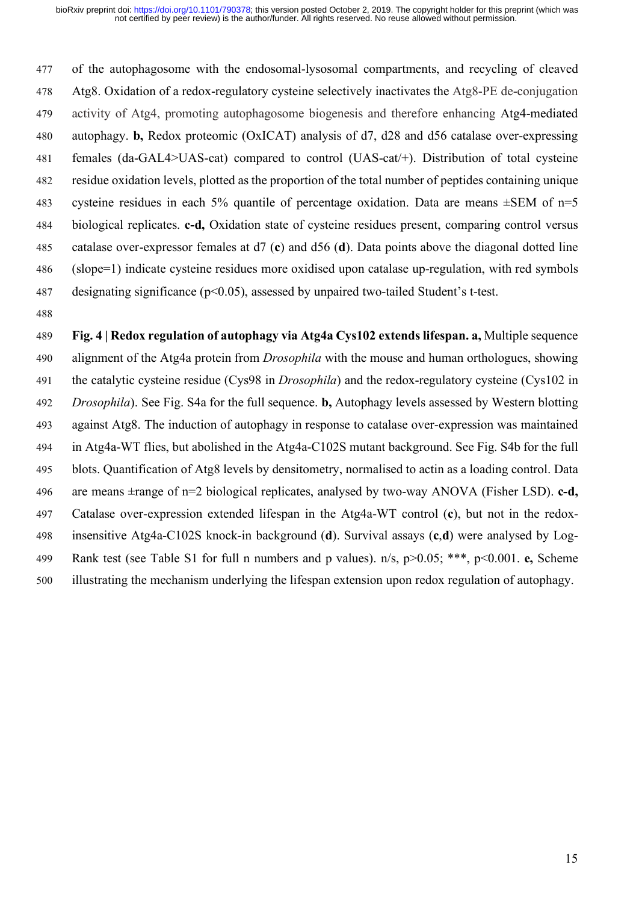of the autophagosome with the endosomal-lysosomal compartments, and recycling of cleaved Atg8. Oxidation of a redox-regulatory cysteine selectively inactivates the Atg8-PE de-conjugation activity of Atg4, promoting autophagosome biogenesis and therefore enhancing Atg4-mediated autophagy. **b,** Redox proteomic (OxICAT) analysis of d7, d28 and d56 catalase over-expressing females (da-GAL4>UAS-cat) compared to control (UAS-cat/+). Distribution of total cysteine residue oxidation levels, plotted as the proportion of the total number of peptides containing unique cysteine residues in each 5% quantile of percentage oxidation. Data are means ±SEM of n=5 biological replicates. **c-d,** Oxidation state of cysteine residues present, comparing control versus catalase over-expressor females at d7 (**c**) and d56 (**d**). Data points above the diagonal dotted line (slope=1) indicate cysteine residues more oxidised upon catalase up-regulation, with red symbols designating significance ($p<0.05$), assessed by unpaired two-tailed Student's t-test.

**Fig. 4 | Redox regulation of autophagy via Atg4a Cys102 extends lifespan. a,** Multiple sequence alignment of the Atg4a protein from *Drosophila* with the mouse and human orthologues, showing the catalytic cysteine residue (Cys98 in *Drosophila*) and the redox-regulatory cysteine (Cys102 in *Drosophila*). See Fig. S4a for the full sequence. **b,** Autophagy levels assessed by Western blotting against Atg8. The induction of autophagy in response to catalase over-expression was maintained in Atg4a-WT flies, but abolished in the Atg4a-C102S mutant background. See Fig. S4b for the full blots. Quantification of Atg8 levels by densitometry, normalised to actin as a loading control. Data are means ±range of n=2 biological replicates, analysed by two-way ANOVA (Fisher LSD). **c-d,** Catalase over-expression extended lifespan in the Atg4a-WT control (**c**), but not in the redox-insensitive Atg4a-C102S knock-in background (**d**). Survival assays (**c**,**d**) were analysed by Log-Rank test (see Table S1 for full n numbers and p values). n/s, $p>0.05$; ***, $p<0.001$. **e,** Scheme illustrating the mechanism underlying the lifespan extension upon redox regulation of autophagy.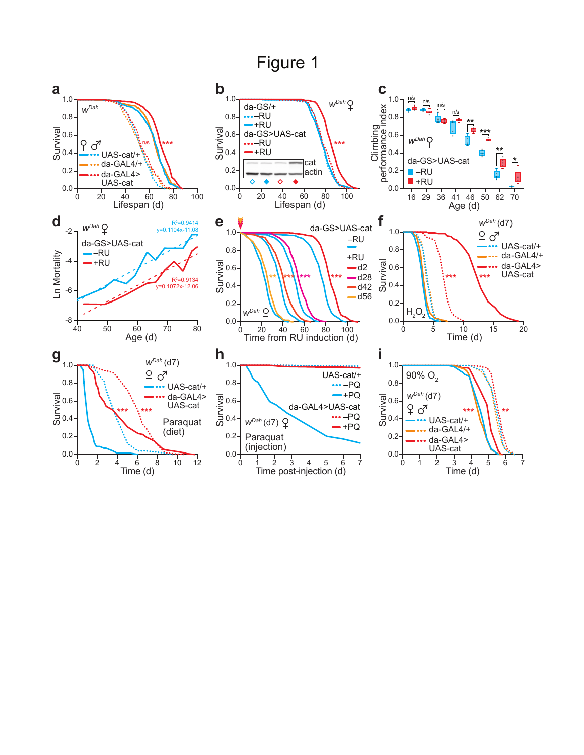# Figure 1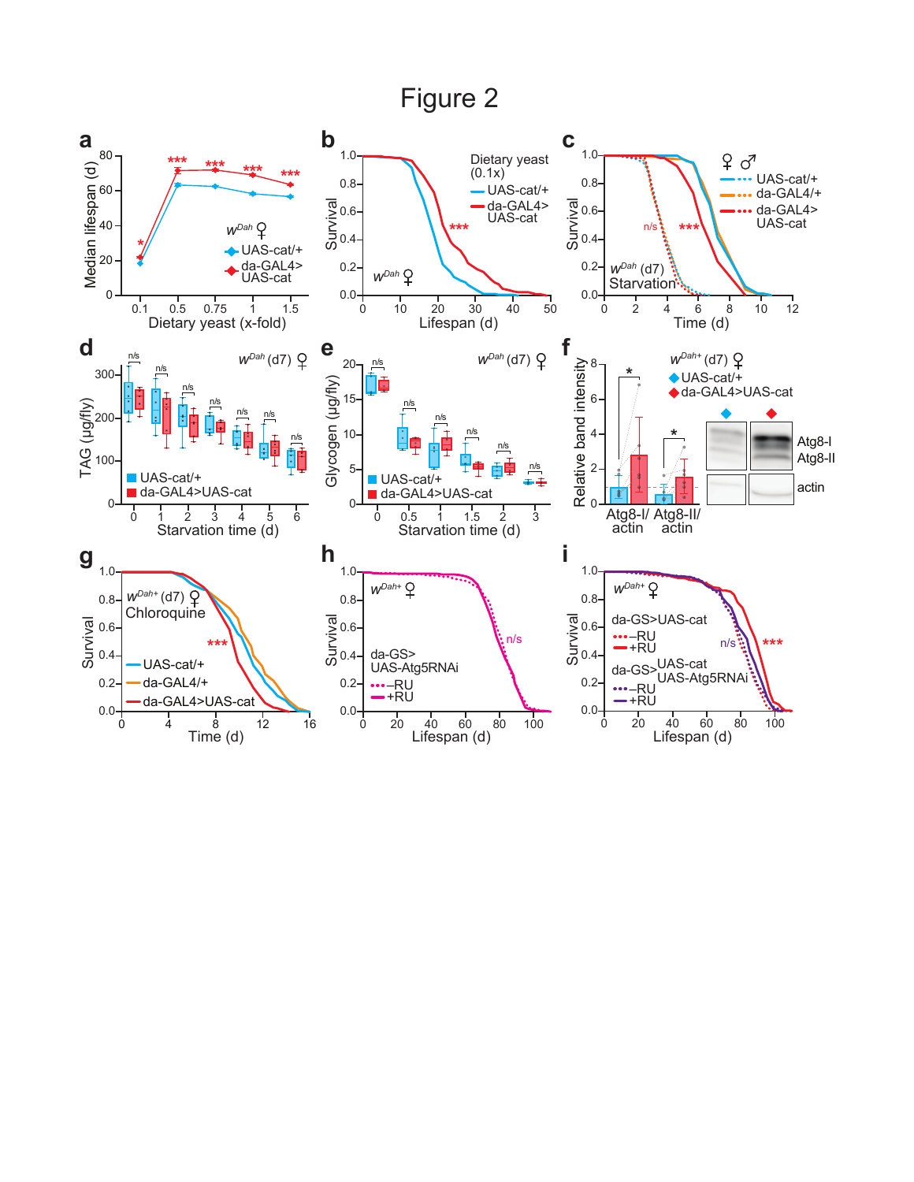# Figure 2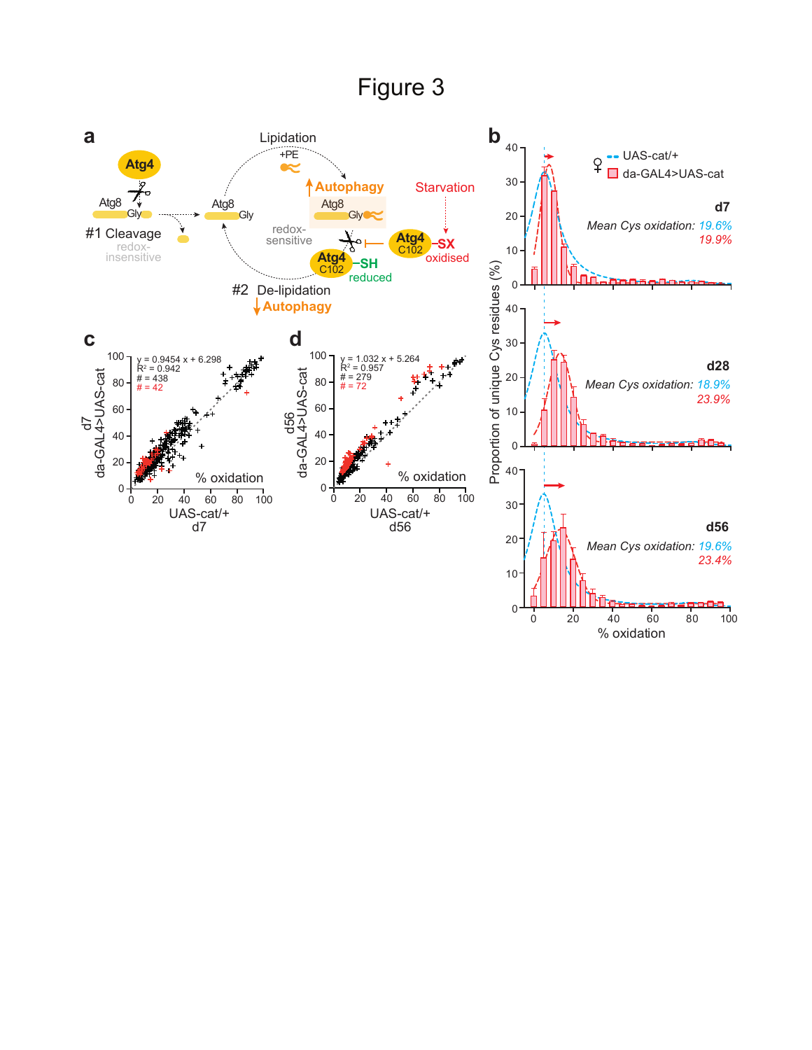# Figure 3

**a**

Atg4

Atg8 Gly

#1 Cleavage

redox-insensitive

Atg8 Gly

Lipidation

+PE

↑Autophagy

Atg8 Gly

redox-sensitive

Starvation

Atg4 C102 –SX oxidised

Atg4 C102 –SH reduced

#2 De-lipidation

↓Autophagy

**b**

♀ UAS-cat/+

da-GAL4>UAS-cat

d7

*Mean Cys oxidation: 19.6%*

*19.9%*

d28

*Mean Cys oxidation: 18.9%*

*23.9%*

d56

*Mean Cys oxidation: 19.6%*

*23.4%*

Proportion of unique Cys residues (%)

% oxidation

**c**

$y = 0.9454x + 6.298$

$R^2 = 0.942$

# = 438

# = 42

d7 da-GAL4>UAS-cat

UAS-cat/+ d7

% oxidation

**d**

$y = 1.032x + 5.264$

$R^2 = 0.957$

# = 279

# = 72

d56 da-GAL4>UAS-cat

UAS-cat/+ d56

% oxidation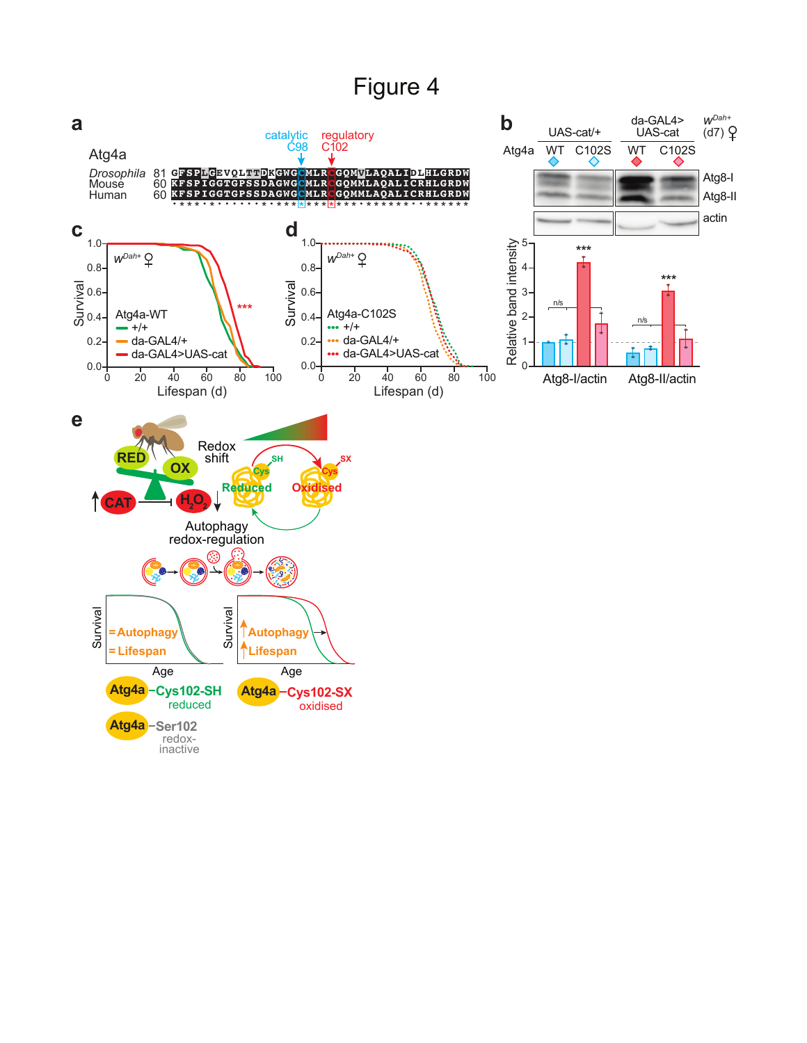# Figure 4

**a**

Atg4a

catalytic C98 | regulatory C102

*Drosophila* 81 GFSPLGEVQLTTDKGWGCMLRCGQMVLAQALIDLHLGRDW
Mouse 60 KFSPIGGTGPSSDAGWGCMLRCGQMMLAQALICRHLGRDW
Human 60 KFSPIGGTGPSSDAGWGCMLRCGQMMLAQALICRHLGRDW

**b**

UAS-cat/+ | da-GAL4> UAS-cat | $w^{Dah+}$ (d7) ♀

Atg4a WT C102S WT C102S

Atg8-I

Atg8-II

actin

Relative band intensity

0 1 2 3 4 5

n/s ***

n/s ***

Atg8-I/actin Atg8-II/actin

**c**

$w^{Dah+}$ ♀

Atg4a-WT
+/+
da-GAL4/+
da-GAL4>UAS-cat

***

Survival

0.0 0.2 0.4 0.6 0.8 1.0

0 20 40 60 80 100

Lifespan (d)

**d**

$w^{Dah+}$ ♀

Atg4a-C102S
+/+
da-GAL4/+
da-GAL4>UAS-cat

Survival

0.0 0.2 0.4 0.6 0.8 1.0

0 20 40 60 80 100

Lifespan (d)

**e**

RED OX

CAT $H_2O_2$

Redox shift

SH SX

Cys Cys

Reduced Oxidised

Autophagy redox-regulation

Survival

= Autophagy
= Lifespan

Age

Survival

↑Autophagy
↑Lifespan

Age

Atg4a–Cys102-SH reduced

Atg4a–Cys102-SX oxidised

Atg4a–Ser102 redox-inactive